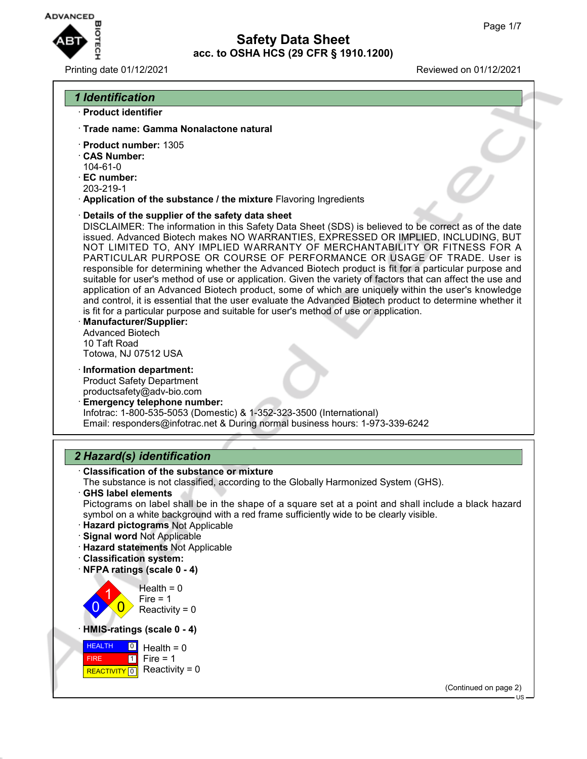# Safety Data Sheet
## acc. to OSHA HCS (29 CFR § 1910.1200)

Printing date 01/12/2021 Reviewed on 01/12/2021

## 1 Identification

· **Product identifier**

· **Trade name: Gamma Nonalactone natural**

· **Product number:** 1305

· **CAS Number:**
104-61-0

· **EC number:**
203-219-1

· **Application of the substance / the mixture** Flavoring Ingredients

· **Details of the supplier of the safety data sheet**
DISCLAIMER: The information in this Safety Data Sheet (SDS) is believed to be correct as of the date issued. Advanced Biotech makes NO WARRANTIES, EXPRESSED OR IMPLIED, INCLUDING, BUT NOT LIMITED TO, ANY IMPLIED WARRANTY OF MERCHANTABILITY OR FITNESS FOR A PARTICULAR PURPOSE OR COURSE OF PERFORMANCE OR USAGE OF TRADE. User is responsible for determining whether the Advanced Biotech product is fit for a particular purpose and suitable for user's method of use or application. Given the variety of factors that can affect the use and application of an Advanced Biotech product, some of which are uniquely within the user's knowledge and control, it is essential that the user evaluate the Advanced Biotech product to determine whether it is fit for a particular purpose and suitable for user's method of use or application.

· **Manufacturer/Supplier:**
Advanced Biotech
10 Taft Road
Totowa, NJ 07512 USA

· **Information department:**
Product Safety Department
productsafety@adv-bio.com

· **Emergency telephone number:**
Infotrac: 1-800-535-5053 (Domestic) & 1-352-323-3500 (International)
Email: responders@infotrac.net & During normal business hours: 1-973-339-6242

## 2 Hazard(s) identification

· **Classification of the substance or mixture**
The substance is not classified, according to the Globally Harmonized System (GHS).

· **GHS label elements**
Pictograms on label shall be in the shape of a square set at a point and shall include a black hazard symbol on a white background with a red frame sufficiently wide to be clearly visible.

· **Hazard pictograms** Not Applicable

· **Signal word** Not Applicable

· **Hazard statements** Not Applicable

· **Classification system:**

· **NFPA ratings (scale 0 - 4)**

Health = 0
Fire = 1
Reactivity = 0

· **HMIS-ratings (scale 0 - 4)**

| | | |
|---|---|---|
| HEALTH | 0 | Health = 0 |
| FIRE | 1 | Fire = 1 |
| REACTIVITY | 0 | Reactivity = 0 |

(Continued on page 2)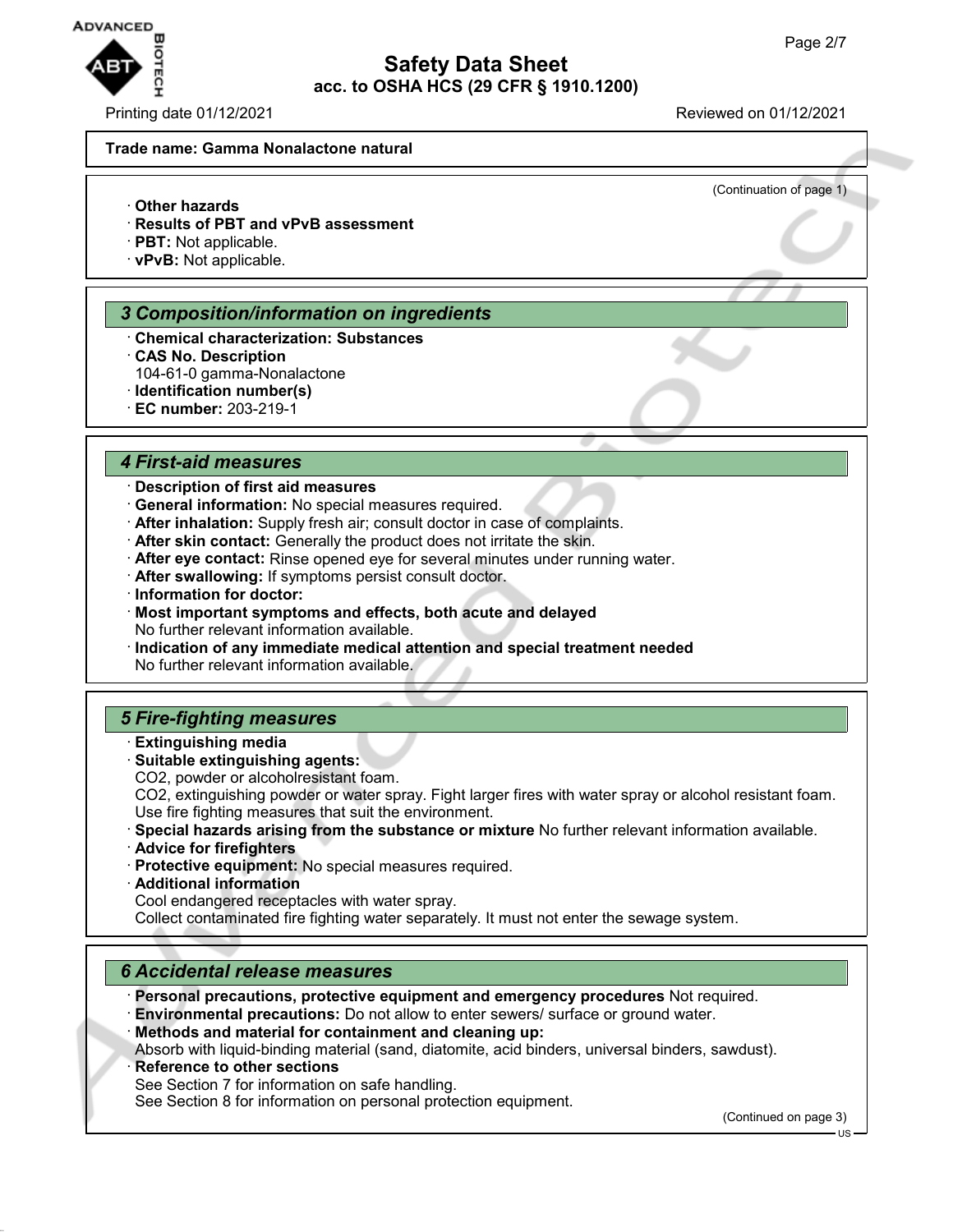**Trade name: Gamma Nonalactone natural**

(Continuation of page 1)

· **Other hazards**
· **Results of PBT and vPvB assessment**
· **PBT:** Not applicable.
· **vPvB:** Not applicable.

## 3 Composition/information on ingredients

· **Chemical characterization: Substances**
· **CAS No. Description**
104-61-0 gamma-Nonalactone
· **Identification number(s)**
· **EC number:** 203-219-1

## 4 First-aid measures

· **Description of first aid measures**
· **General information:** No special measures required.
· **After inhalation:** Supply fresh air; consult doctor in case of complaints.
· **After skin contact:** Generally the product does not irritate the skin.
· **After eye contact:** Rinse opened eye for several minutes under running water.
· **After swallowing:** If symptoms persist consult doctor.
· **Information for doctor:**
· **Most important symptoms and effects, both acute and delayed**
No further relevant information available.
· **Indication of any immediate medical attention and special treatment needed**
No further relevant information available.

## 5 Fire-fighting measures

· **Extinguishing media**
· **Suitable extinguishing agents:**
$CO_2$, powder or alcoholresistant foam.
$CO_2$, extinguishing powder or water spray. Fight larger fires with water spray or alcohol resistant foam.
Use fire fighting measures that suit the environment.
· **Special hazards arising from the substance or mixture** No further relevant information available.
· **Advice for firefighters**
· **Protective equipment:** No special measures required.
· **Additional information**
Cool endangered receptacles with water spray.
Collect contaminated fire fighting water separately. It must not enter the sewage system.

## 6 Accidental release measures

· **Personal precautions, protective equipment and emergency procedures** Not required.
· **Environmental precautions:** Do not allow to enter sewers/ surface or ground water.
· **Methods and material for containment and cleaning up:**
Absorb with liquid-binding material (sand, diatomite, acid binders, universal binders, sawdust).
· **Reference to other sections**
See Section 7 for information on safe handling.
See Section 8 for information on personal protection equipment.

(Continued on page 3)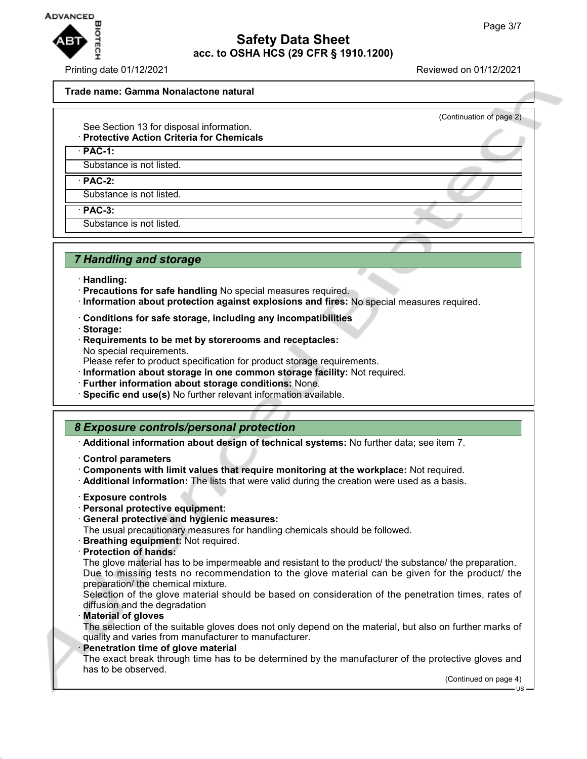**Trade name: Gamma Nonalactone natural**

(Continuation of page 2)

See Section 13 for disposal information.

· **Protective Action Criteria for Chemicals**

· **PAC-1:**

Substance is not listed.

· **PAC-2:**

Substance is not listed.

· **PAC-3:**

Substance is not listed.

## *7 Handling and storage*

· **Handling:**
· **Precautions for safe handling** No special measures required.
· **Information about protection against explosions and fires:** No special measures required.

· **Conditions for safe storage, including any incompatibilities**
· **Storage:**
· **Requirements to be met by storerooms and receptacles:**
No special requirements.
Please refer to product specification for product storage requirements.
· **Information about storage in one common storage facility:** Not required.
· **Further information about storage conditions:** None.
· **Specific end use(s)** No further relevant information available.

## *8 Exposure controls/personal protection*

· **Additional information about design of technical systems:** No further data; see item 7.

· **Control parameters**
· **Components with limit values that require monitoring at the workplace:** Not required.
· **Additional information:** The lists that were valid during the creation were used as a basis.

· **Exposure controls**
· **Personal protective equipment:**
· **General protective and hygienic measures:**
The usual precautionary measures for handling chemicals should be followed.
· **Breathing equipment:** Not required.
· **Protection of hands:**
The glove material has to be impermeable and resistant to the product/ the substance/ the preparation.
Due to missing tests no recommendation to the glove material can be given for the product/ the preparation/ the chemical mixture.
Selection of the glove material should be based on consideration of the penetration times, rates of diffusion and the degradation
· **Material of gloves**
The selection of the suitable gloves does not only depend on the material, but also on further marks of quality and varies from manufacturer to manufacturer.
· **Penetration time of glove material**
The exact break through time has to be determined by the manufacturer of the protective gloves and has to be observed.

(Continued on page 4)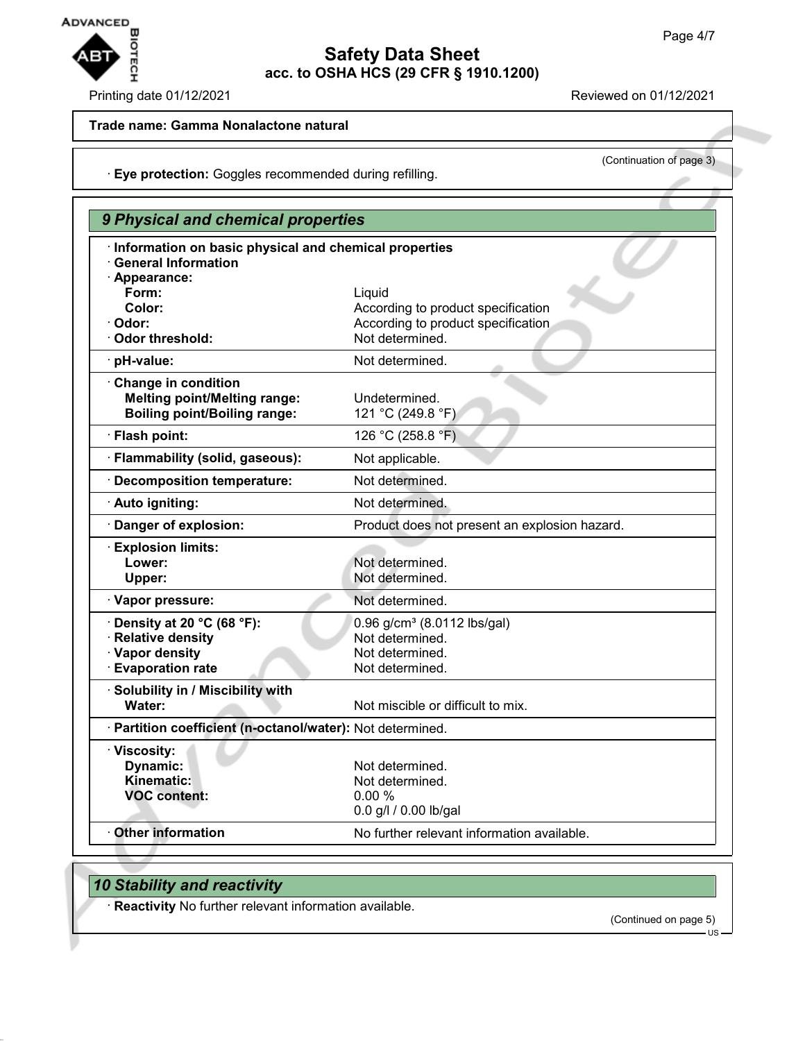**Trade name: Gamma Nonalactone natural**

(Continuation of page 3)

· **Eye protection:** Goggles recommended during refilling.

## 9 Physical and chemical properties

· **Information on basic physical and chemical properties**
· **General Information**
· **Appearance:**

| | |
|---|---|
| **Form:** | Liquid |
| **Color:** | According to product specification |
| · **Odor:** | According to product specification |
| · **Odor threshold:** | Not determined. |
| · **pH-value:** | Not determined. |
| · **Change in condition** | |
| **Melting point/Melting range:** | Undetermined. |
| **Boiling point/Boiling range:** | 121 °C (249.8 °F) |
| · **Flash point:** | 126 °C (258.8 °F) |
| · **Flammability (solid, gaseous):** | Not applicable. |
| · **Decomposition temperature:** | Not determined. |
| · **Auto igniting:** | Not determined. |
| · **Danger of explosion:** | Product does not present an explosion hazard. |
| · **Explosion limits:** | |
| **Lower:** | Not determined. |
| **Upper:** | Not determined. |
| · **Vapor pressure:** | Not determined. |
| · **Density at 20 °C (68 °F):** | 0.96 g/cm³ (8.0112 lbs/gal) |
| · **Relative density** | Not determined. |
| · **Vapor density** | Not determined. |
| · **Evaporation rate** | Not determined. |
| · **Solubility in / Miscibility with** | |
| **Water:** | Not miscible or difficult to mix. |
| · **Partition coefficient (n-octanol/water):** | Not determined. |
| · **Viscosity:** | |
| **Dynamic:** | Not determined. |
| **Kinematic:** | Not determined. |
| **VOC content:** | 0.00 % |
| | 0.0 g/l / 0.00 lb/gal |
| · **Other information** | No further relevant information available. |

## 10 Stability and reactivity

· **Reactivity** No further relevant information available.

(Continued on page 5)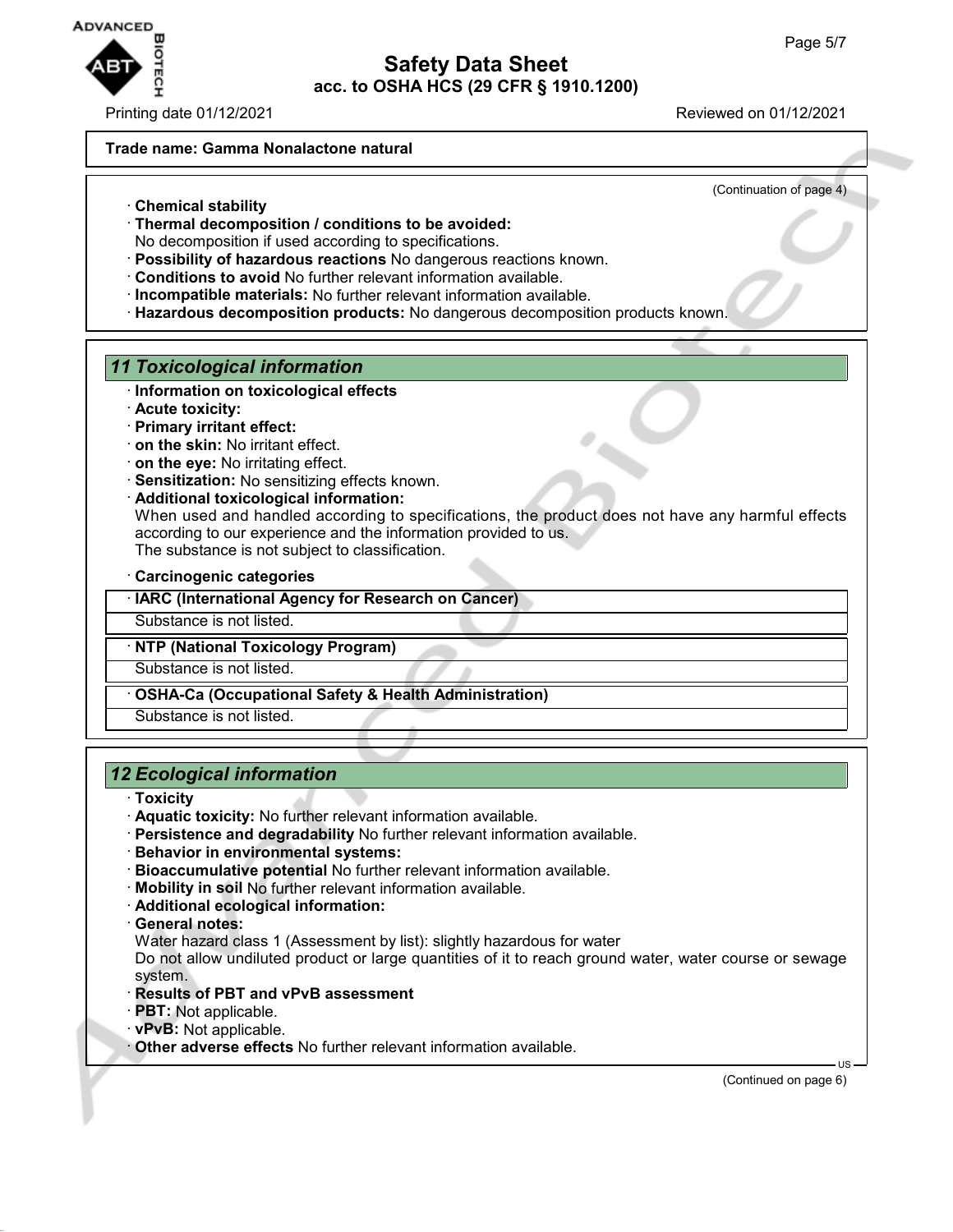**Trade name: Gamma Nonalactone natural**

(Continuation of page 4)

- **Chemical stability**
- **Thermal decomposition / conditions to be avoided:**
  No decomposition if used according to specifications.
- **Possibility of hazardous reactions** No dangerous reactions known.
- **Conditions to avoid** No further relevant information available.
- **Incompatible materials:** No further relevant information available.
- **Hazardous decomposition products:** No dangerous decomposition products known.

## 11 Toxicological information

- **Information on toxicological effects**
- **Acute toxicity:**
- **Primary irritant effect:**
- **on the skin:** No irritant effect.
- **on the eye:** No irritating effect.
- **Sensitization:** No sensitizing effects known.
- **Additional toxicological information:**
  When used and handled according to specifications, the product does not have any harmful effects according to our experience and the information provided to us.
  The substance is not subject to classification.

- **Carcinogenic categories**

| · IARC (International Agency for Research on Cancer) |
| --- |
| Substance is not listed. |

| · NTP (National Toxicology Program) |
| --- |
| Substance is not listed. |

| · OSHA-Ca (Occupational Safety & Health Administration) |
| --- |
| Substance is not listed. |

## 12 Ecological information

- **Toxicity**
- **Aquatic toxicity:** No further relevant information available.
- **Persistence and degradability** No further relevant information available.
- **Behavior in environmental systems:**
- **Bioaccumulative potential** No further relevant information available.
- **Mobility in soil** No further relevant information available.
- **Additional ecological information:**
- **General notes:**
  Water hazard class 1 (Assessment by list): slightly hazardous for water
  Do not allow undiluted product or large quantities of it to reach ground water, water course or sewage system.
- **Results of PBT and vPvB assessment**
- **PBT:** Not applicable.
- **vPvB:** Not applicable.
- **Other adverse effects** No further relevant information available.

(Continued on page 6)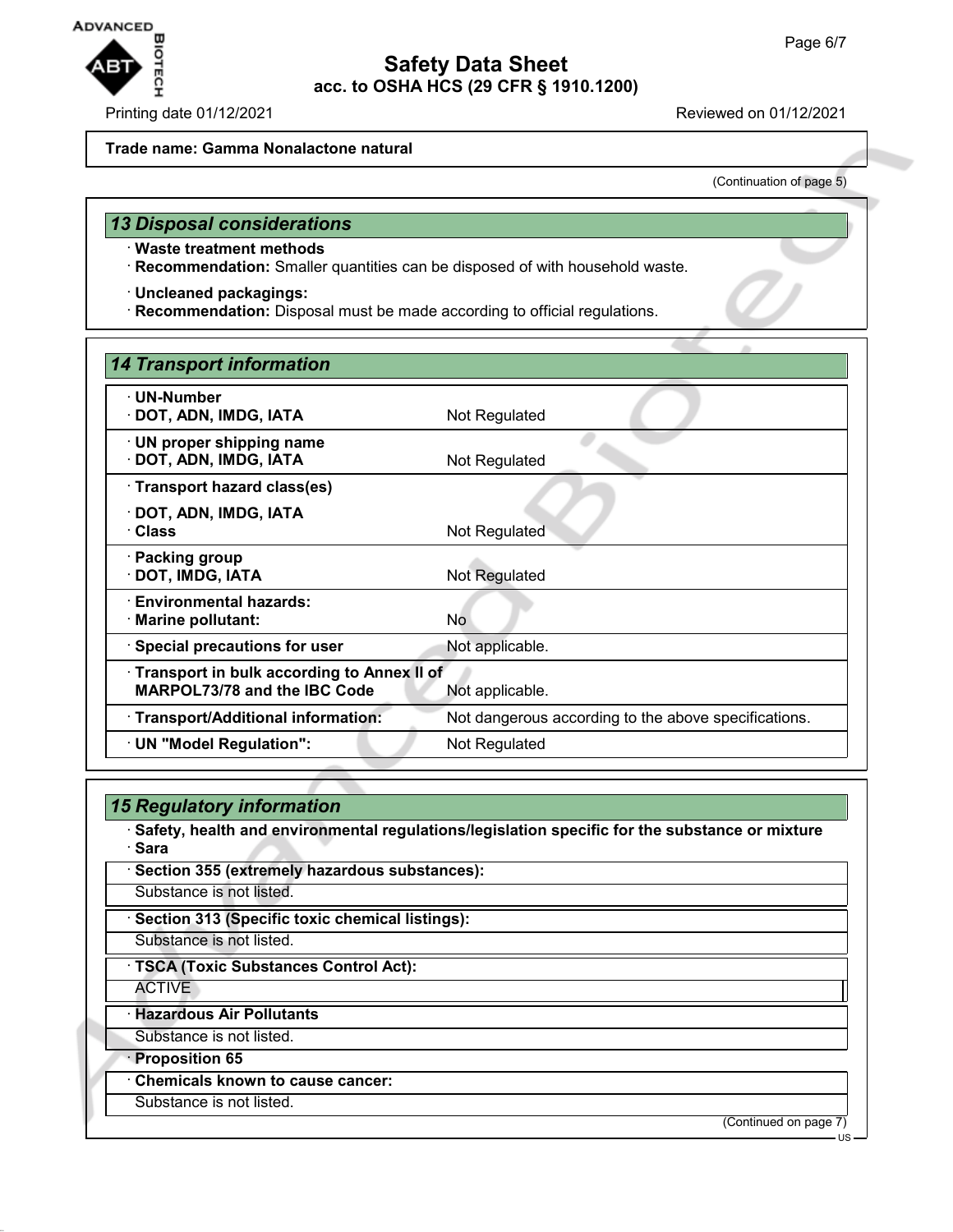Trade name: Gamma Nonalactone natural

(Continuation of page 5)

## 13 Disposal considerations

· **Waste treatment methods**
· **Recommendation:** Smaller quantities can be disposed of with household waste.

· **Uncleaned packagings:**
· **Recommendation:** Disposal must be made according to official regulations.

## 14 Transport information

| | |
|---|---|
| · **UN-Number**<br>· **DOT, ADN, IMDG, IATA** | Not Regulated |
| · **UN proper shipping name**<br>· **DOT, ADN, IMDG, IATA** | Not Regulated |
| · **Transport hazard class(es)**<br>· **DOT, ADN, IMDG, IATA**<br>· **Class** | Not Regulated |
| · **Packing group**<br>· **DOT, IMDG, IATA** | Not Regulated |
| · **Environmental hazards:**<br>· **Marine pollutant:** | No |
| · **Special precautions for user** | Not applicable. |
| · **Transport in bulk according to Annex II of MARPOL73/78 and the IBC Code** | Not applicable. |
| · **Transport/Additional information:** | Not dangerous according to the above specifications. |
| · **UN "Model Regulation":** | Not Regulated |

## 15 Regulatory information

· **Safety, health and environmental regulations/legislation specific for the substance or mixture**
· **Sara**

· **Section 355 (extremely hazardous substances):**

Substance is not listed.

· **Section 313 (Specific toxic chemical listings):**

Substance is not listed.

· **TSCA (Toxic Substances Control Act):**

ACTIVE

· **Hazardous Air Pollutants**

Substance is not listed.

· **Proposition 65**

· **Chemicals known to cause cancer:**

Substance is not listed.

(Continued on page 7)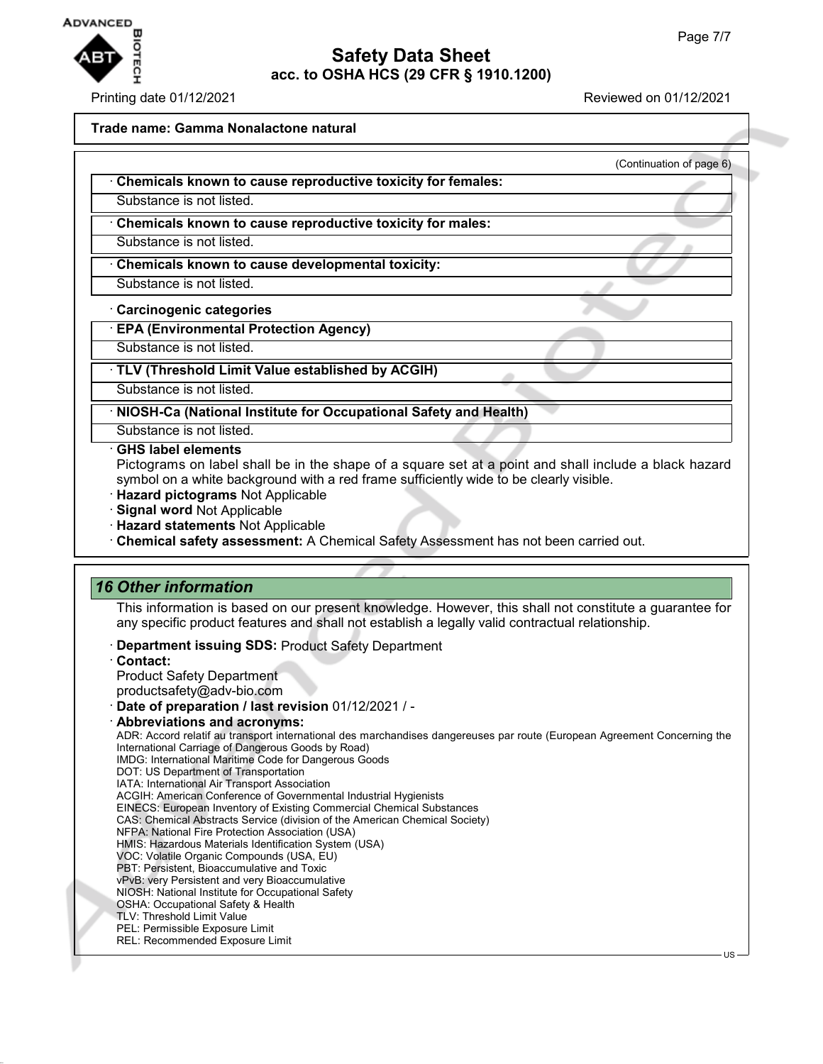**Trade name: Gamma Nonalactone natural**

(Continuation of page 6)

· **Chemicals known to cause reproductive toxicity for females:**

Substance is not listed.

· **Chemicals known to cause reproductive toxicity for males:**

Substance is not listed.

· **Chemicals known to cause developmental toxicity:**

Substance is not listed.

· **Carcinogenic categories**

· **EPA (Environmental Protection Agency)**

Substance is not listed.

· **TLV (Threshold Limit Value established by ACGIH)**

Substance is not listed.

· **NIOSH-Ca (National Institute for Occupational Safety and Health)**

Substance is not listed.

· **GHS label elements**

Pictograms on label shall be in the shape of a square set at a point and shall include a black hazard symbol on a white background with a red frame sufficiently wide to be clearly visible.

· **Hazard pictograms** Not Applicable
· **Signal word** Not Applicable
· **Hazard statements** Not Applicable
· **Chemical safety assessment:** A Chemical Safety Assessment has not been carried out.

## 16 Other information

This information is based on our present knowledge. However, this shall not constitute a guarantee for any specific product features and shall not establish a legally valid contractual relationship.

· **Department issuing SDS:** Product Safety Department
· **Contact:**
Product Safety Department
productsafety@adv-bio.com
· **Date of preparation / last revision** 01/12/2021 / -
· **Abbreviations and acronyms:**
ADR: Accord relatif au transport international des marchandises dangereuses par route (European Agreement Concerning the International Carriage of Dangerous Goods by Road)
IMDG: International Maritime Code for Dangerous Goods
DOT: US Department of Transportation
IATA: International Air Transport Association
ACGIH: American Conference of Governmental Industrial Hygienists
EINECS: European Inventory of Existing Commercial Chemical Substances
CAS: Chemical Abstracts Service (division of the American Chemical Society)
NFPA: National Fire Protection Association (USA)
HMIS: Hazardous Materials Identification System (USA)
VOC: Volatile Organic Compounds (USA, EU)
PBT: Persistent, Bioaccumulative and Toxic
vPvB: very Persistent and very Bioaccumulative
NIOSH: National Institute for Occupational Safety
OSHA: Occupational Safety & Health
TLV: Threshold Limit Value
PEL: Permissible Exposure Limit
REL: Recommended Exposure Limit